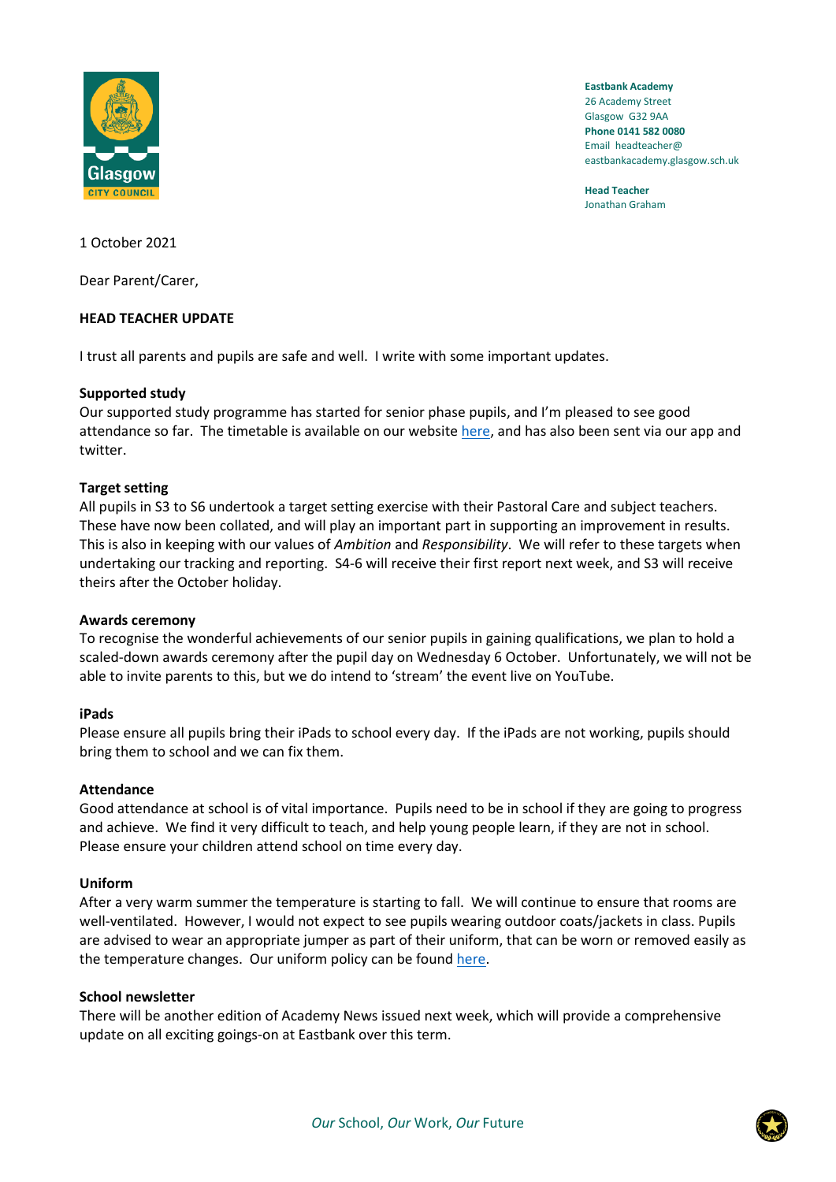**Eastbank Academy**
26 Academy Street
Glasgow G32 9AA
**Phone 0141 582 0080**
Email headteacher@
eastbankacademy.glasgow.sch.uk

**Head Teacher**
Jonathan Graham

1 October 2021

Dear Parent/Carer,

**HEAD TEACHER UPDATE**

I trust all parents and pupils are safe and well. I write with some important updates.

**Supported study**
Our supported study programme has started for senior phase pupils, and I'm pleased to see good attendance so far. The timetable is available on our website here, and has also been sent via our app and twitter.

**Target setting**
All pupils in S3 to S6 undertook a target setting exercise with their Pastoral Care and subject teachers. These have now been collated, and will play an important part in supporting an improvement in results. This is also in keeping with our values of *Ambition* and *Responsibility*. We will refer to these targets when undertaking our tracking and reporting. S4-6 will receive their first report next week, and S3 will receive theirs after the October holiday.

**Awards ceremony**
To recognise the wonderful achievements of our senior pupils in gaining qualifications, we plan to hold a scaled-down awards ceremony after the pupil day on Wednesday 6 October. Unfortunately, we will not be able to invite parents to this, but we do intend to 'stream' the event live on YouTube.

**iPads**
Please ensure all pupils bring their iPads to school every day. If the iPads are not working, pupils should bring them to school and we can fix them.

**Attendance**
Good attendance at school is of vital importance. Pupils need to be in school if they are going to progress and achieve. We find it very difficult to teach, and help young people learn, if they are not in school. Please ensure your children attend school on time every day.

**Uniform**
After a very warm summer the temperature is starting to fall. We will continue to ensure that rooms are well-ventilated. However, I would not expect to see pupils wearing outdoor coats/jackets in class. Pupils are advised to wear an appropriate jumper as part of their uniform, that can be worn or removed easily as the temperature changes. Our uniform policy can be found here.

**School newsletter**
There will be another edition of Academy News issued next week, which will provide a comprehensive update on all exciting goings-on at Eastbank over this term.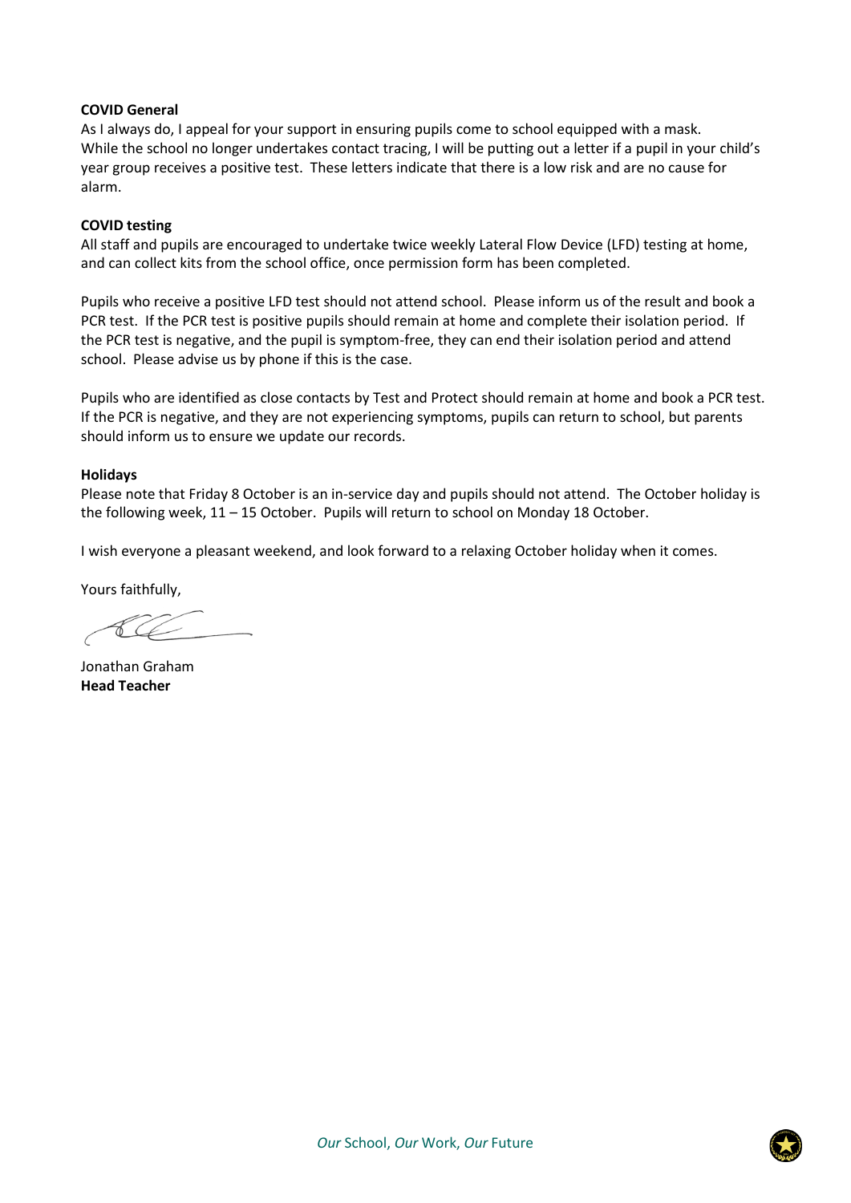**COVID General**

As I always do, I appeal for your support in ensuring pupils come to school equipped with a mask. While the school no longer undertakes contact tracing, I will be putting out a letter if a pupil in your child's year group receives a positive test. These letters indicate that there is a low risk and are no cause for alarm.

**COVID testing**

All staff and pupils are encouraged to undertake twice weekly Lateral Flow Device (LFD) testing at home, and can collect kits from the school office, once permission form has been completed.

Pupils who receive a positive LFD test should not attend school. Please inform us of the result and book a PCR test. If the PCR test is positive pupils should remain at home and complete their isolation period. If the PCR test is negative, and the pupil is symptom-free, they can end their isolation period and attend school. Please advise us by phone if this is the case.

Pupils who are identified as close contacts by Test and Protect should remain at home and book a PCR test. If the PCR is negative, and they are not experiencing symptoms, pupils can return to school, but parents should inform us to ensure we update our records.

**Holidays**

Please note that Friday 8 October is an in-service day and pupils should not attend. The October holiday is the following week, 11 – 15 October. Pupils will return to school on Monday 18 October.

I wish everyone a pleasant weekend, and look forward to a relaxing October holiday when it comes.

Yours faithfully,

Jonathan Graham
**Head Teacher**

*Our* School, *Our* Work, *Our* Future